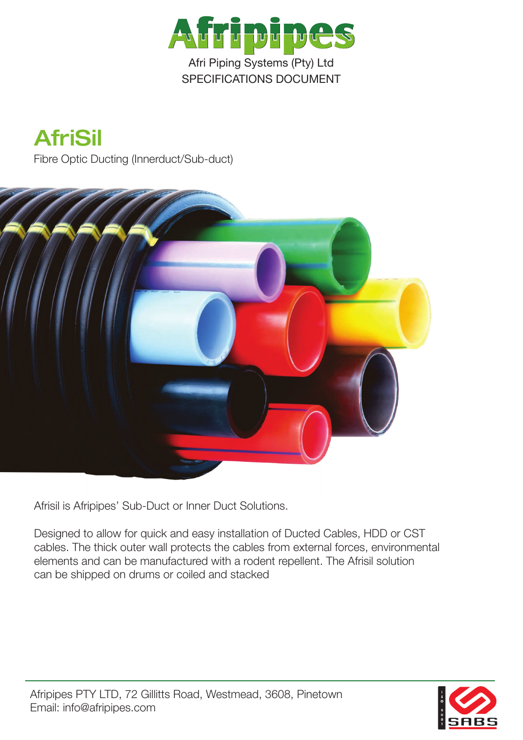# Afripipes

Afri Piping Systems (Pty) Ltd

SPECIFICATIONS DOCUMENT

## AfriSil

Fibre Optic Ducting (Innerduct/Sub-duct)

Afrisil is Afripipes' Sub-Duct or Inner Duct Solutions.

Designed to allow for quick and easy installation of Ducted Cables, HDD or CST cables. The thick outer wall protects the cables from external forces, environmental elements and can be manufactured with a rodent repellent. The Afrisil solution can be shipped on drums or coiled and stacked

Afripipes PTY LTD, 72 Gillitts Road, Westmead, 3608, Pinetown
Email: info@afripipes.com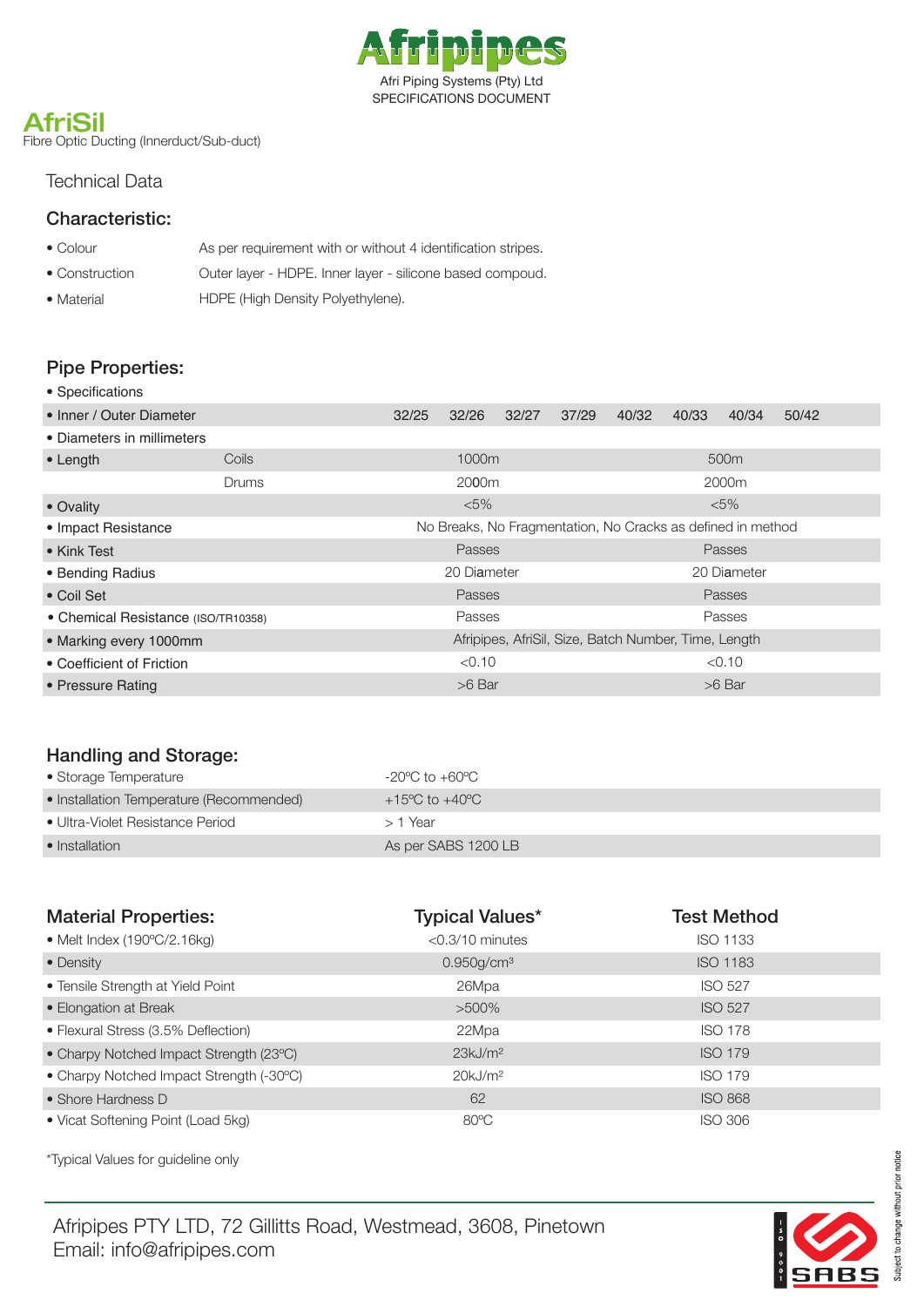# Afripipes

Afri Piping Systems (Pty) Ltd
SPECIFICATIONS DOCUMENT

## AfriSil

Fibre Optic Ducting (Innerduct/Sub-duct)

Technical Data

### Characteristic:

| | |
|---|---|
| • Colour | As per requirement with or without 4 identification stripes. |
| • Construction | Outer layer - HDPE. Inner layer - silicone based compoud. |
| • Material | HDPE (High Density Polyethylene). |

### Pipe Properties:

• Specifications

| | | | | | | | | | |
|---|---|---|---|---|---|---|---|---|---|
| • Inner / Outer Diameter | | 32/25 | 32/26 | 32/27 | 37/29 | 40/32 | 40/33 | 40/34 | 50/42 |
| • Diameters in millimeters | | | | | | | | | |
| • Length | Coils | 1000m | | | | 500m | | | |
| | Drums | 2000m | | | | 2000m | | | |
| • Ovality | | <5% | | | | <5% | | | |
| • Impact Resistance | | No Breaks, No Fragmentation, No Cracks as defined in method | | | | | | | |
| • Kink Test | | Passes | | | | Passes | | | |
| • Bending Radius | | 20 Diameter | | | | 20 Diameter | | | |
| • Coil Set | | Passes | | | | Passes | | | |
| • Chemical Resistance (ISO/TR10358) | | Passes | | | | Passes | | | |
| • Marking every 1000mm | | Afripipes, AfriSil, Size, Batch Number, Time, Length | | | | | | | |
| • Coefficient of Friction | | <0.10 | | | | <0.10 | | | |
| • Pressure Rating | | >6 Bar | | | | >6 Bar | | | |

### Handling and Storage:

| | |
|---|---|
| • Storage Temperature | -20ºC to +60ºC |
| • Installation Temperature (Recommended) | +15ºC to +40ºC |
| • Ultra-Violet Resistance Period | > 1 Year |
| • Installation | As per SABS 1200 LB |

| Material Properties: | Typical Values* | Test Method |
|---|---|---|
| • Melt Index (190ºC/2.16kg) | <0.3/10 minutes | ISO 1133 |
| • Density | 0.950g/cm³ | ISO 1183 |
| • Tensile Strength at Yield Point | 26Mpa | ISO 527 |
| • Elongation at Break | >500% | ISO 527 |
| • Flexural Stress (3.5% Deflection) | 22Mpa | ISO 178 |
| • Charpy Notched Impact Strength (23ºC) | 23kJ/m² | ISO 179 |
| • Charpy Notched Impact Strength (-30ºC) | 20kJ/m² | ISO 179 |
| • Shore Hardness D | 62 | ISO 868 |
| • Vicat Softening Point (Load 5kg) | 80ºC | ISO 306 |

*Typical Values for guideline only

Afripipes PTY LTD, 72 Gillitts Road, Westmead, 3608, Pinetown
Email: info@afripipes.com

ISO 9001 SABS

Subject to change without prior notice